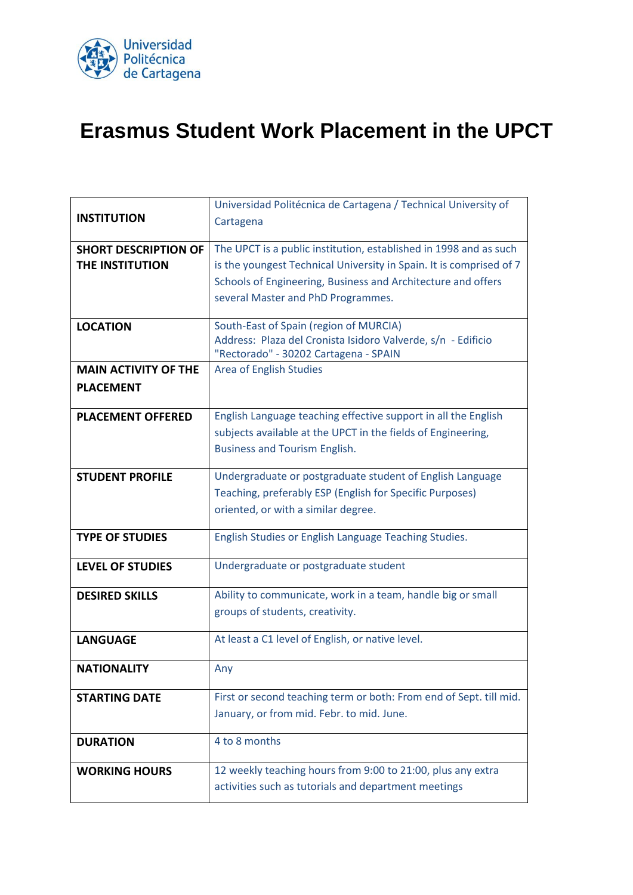Universidad Politécnica de Cartagena

# Erasmus Student Work Placement in the UPCT

| | |
|---|---|
| **INSTITUTION** | Universidad Politécnica de Cartagena / Technical University of Cartagena |
| **SHORT DESCRIPTION OF THE INSTITUTION** | The UPCT is a public institution, established in 1998 and as such is the youngest Technical University in Spain. It is comprised of 7 Schools of Engineering, Business and Architecture and offers several Master and PhD Programmes. |
| **LOCATION** | South-East of Spain (region of MURCIA)<br>Address: Plaza del Cronista Isidoro Valverde, s/n - Edificio "Rectorado" - 30202 Cartagena - SPAIN |
| **MAIN ACTIVITY OF THE PLACEMENT** | Area of English Studies |
| **PLACEMENT OFFERED** | English Language teaching effective support in all the English subjects available at the UPCT in the fields of Engineering, Business and Tourism English. |
| **STUDENT PROFILE** | Undergraduate or postgraduate student of English Language Teaching, preferably ESP (English for Specific Purposes) oriented, or with a similar degree. |
| **TYPE OF STUDIES** | English Studies or English Language Teaching Studies. |
| **LEVEL OF STUDIES** | Undergraduate or postgraduate student |
| **DESIRED SKILLS** | Ability to communicate, work in a team, handle big or small groups of students, creativity. |
| **LANGUAGE** | At least a C1 level of English, or native level. |
| **NATIONALITY** | Any |
| **STARTING DATE** | First or second teaching term or both: From end of Sept. till mid. January, or from mid. Febr. to mid. June. |
| **DURATION** | 4 to 8 months |
| **WORKING HOURS** | 12 weekly teaching hours from 9:00 to 21:00, plus any extra activities such as tutorials and department meetings |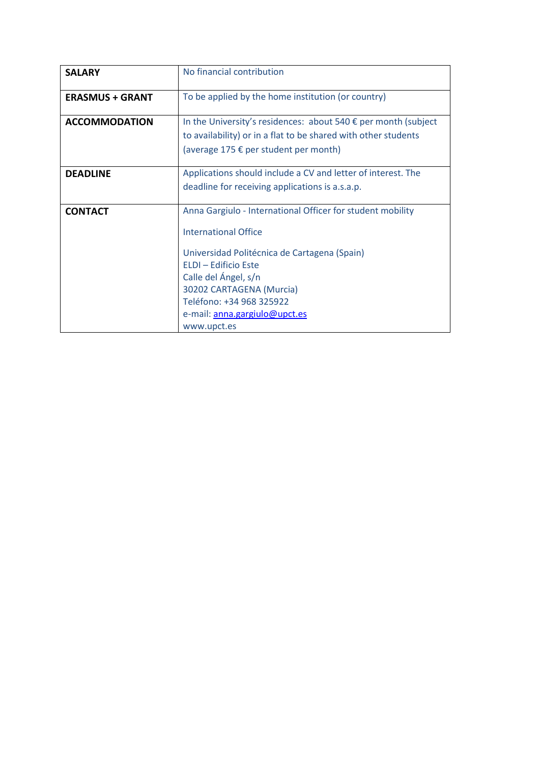| | |
|---|---|
| **SALARY** | No financial contribution |
| **ERASMUS + GRANT** | To be applied by the home institution (or country) |
| **ACCOMMODATION** | In the University's residences: about 540 € per month (subject to availability) or in a flat to be shared with other students (average 175 € per student per month) |
| **DEADLINE** | Applications should include a CV and letter of interest. The deadline for receiving applications is a.s.a.p. |
| **CONTACT** | Anna Gargiulo - International Officer for student mobility<br><br>International Office<br><br>Universidad Politécnica de Cartagena (Spain)<br>ELDI – Edificio Este<br>Calle del Ángel, s/n<br>30202 CARTAGENA (Murcia)<br>Teléfono: +34 968 325922<br>e-mail: anna.gargiulo@upct.es<br>www.upct.es |